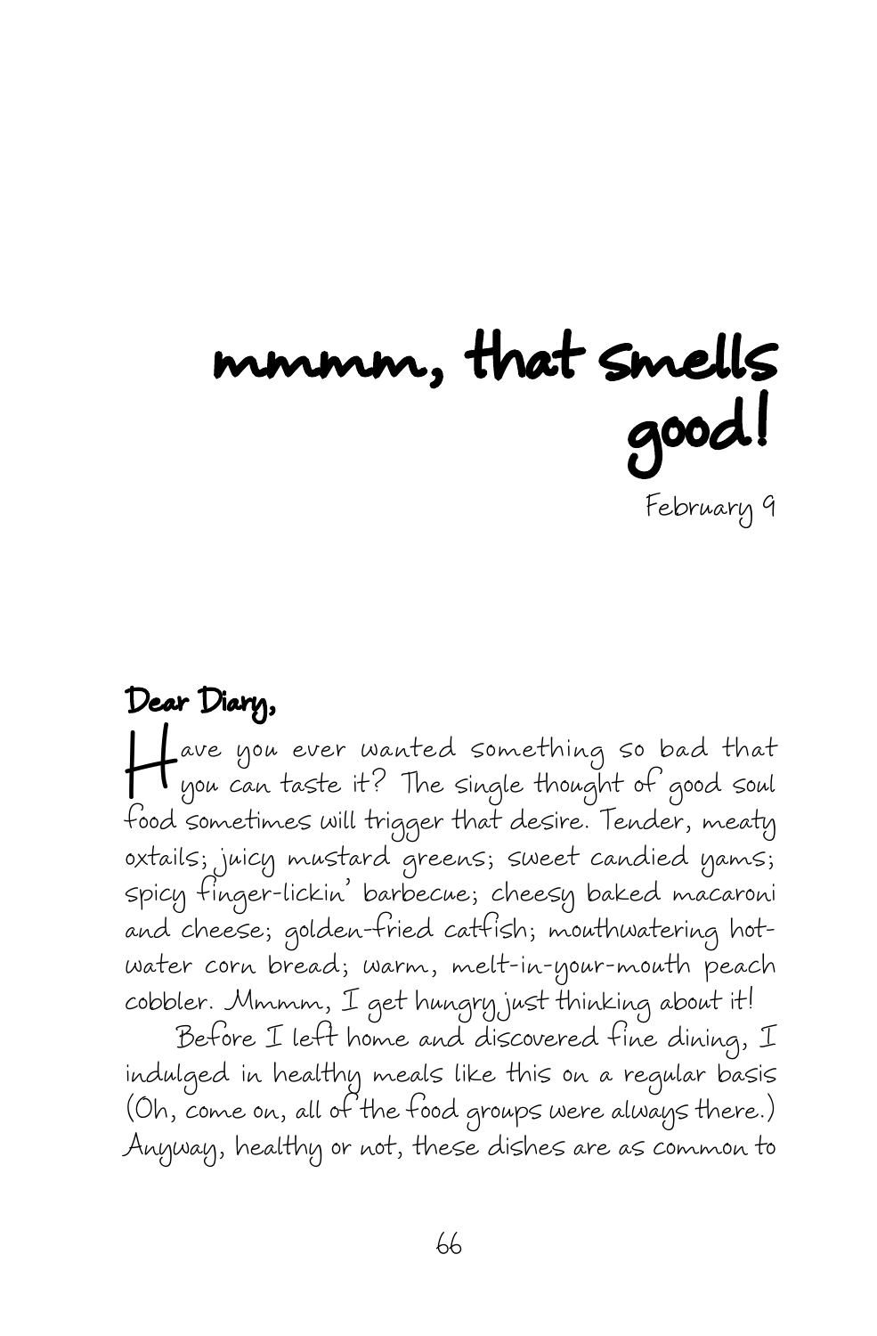# mmmm, that smells good!

February 9

**Dear Diary,**

Have you ever wanted something so bad that you can taste it? The single thought of good soul food sometimes will trigger that desire. Tender, meaty oxtails; juicy mustard greens; sweet candied yams; spicy finger-lickin' barbecue; cheesy baked macaroni and cheese; golden-fried catfish; mouthwatering hot-water corn bread; warm, melt-in-your-mouth peach cobbler. Mmmm, I get hungry just thinking about it!

Before I left home and discovered fine dining, I indulged in healthy meals like this on a regular basis (Oh, come on, all of the food groups were always there.) Anyway, healthy or not, these dishes are as common to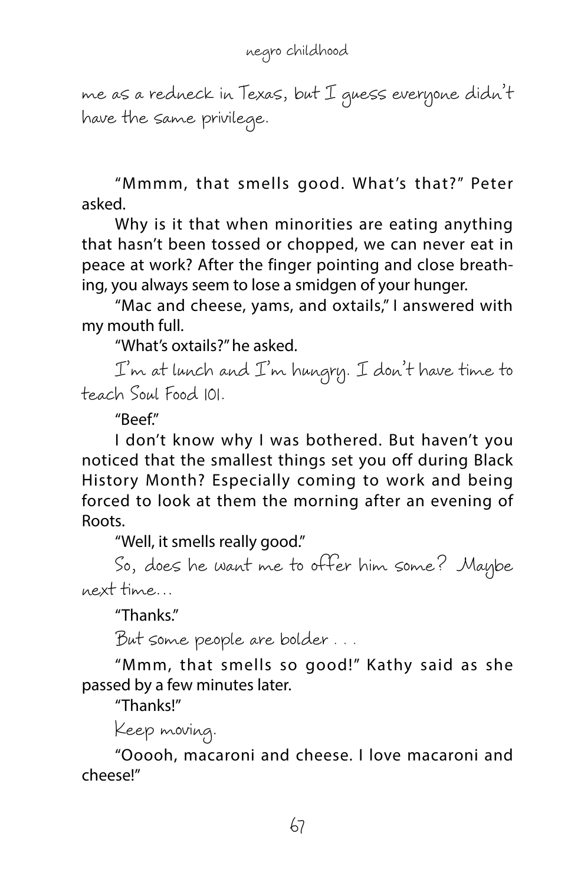*me as a redneck in Texas, but I guess everyone didn't have the same privilege.*

"Mmmm, that smells good. What's that?" Peter asked.

Why is it that when minorities are eating anything that hasn't been tossed or chopped, we can never eat in peace at work? After the finger pointing and close breathing, you always seem to lose a smidgen of your hunger.

"Mac and cheese, yams, and oxtails," I answered with my mouth full.

"What's oxtails?" he asked.

*I'm at lunch and I'm hungry. I don't have time to teach Soul Food 101.*

"Beef."

I don't know why I was bothered. But haven't you noticed that the smallest things set you off during Black History Month? Especially coming to work and being forced to look at them the morning after an evening of Roots.

"Well, it smells really good."

*So, does he want me to offer him some? Maybe next time…*

"Thanks."

*But some people are bolder . . .*

"Mmm, that smells so good!" Kathy said as she passed by a few minutes later.

"Thanks!"

*Keep moving.*

"Ooooh, macaroni and cheese. I love macaroni and cheese!"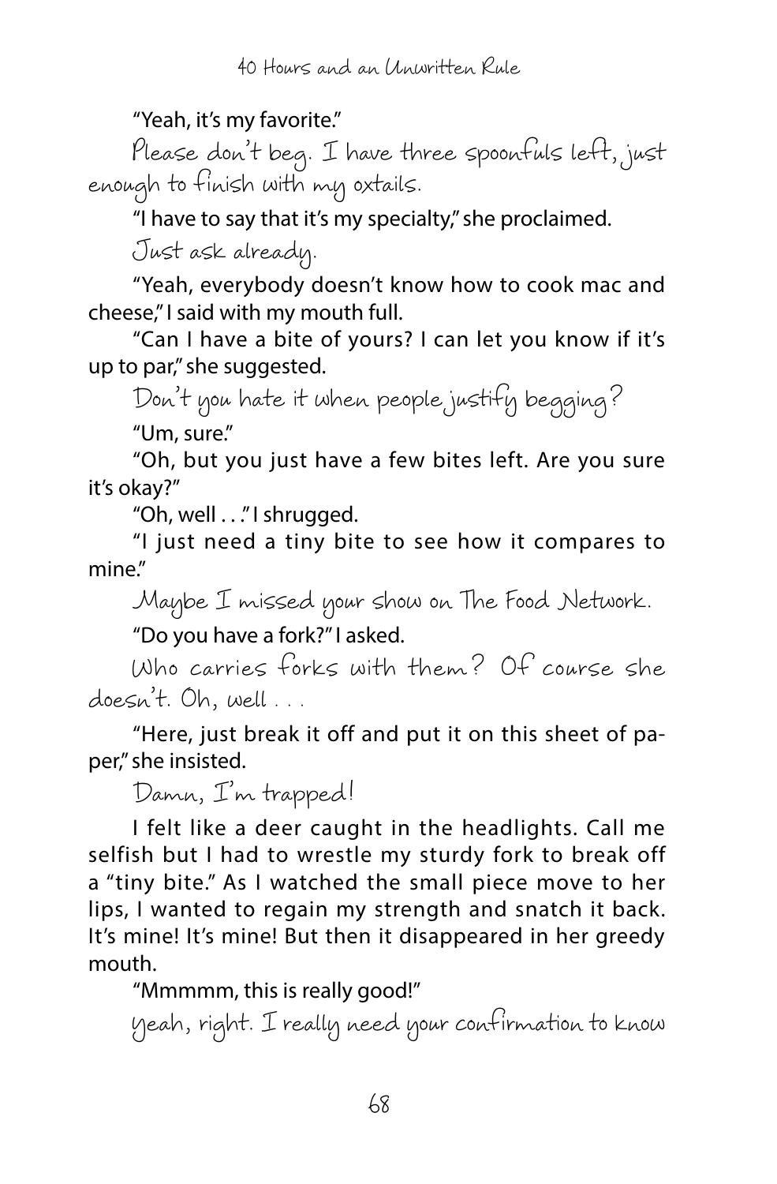"Yeah, it's my favorite."

*Please don't beg. I have three spoonfuls left, just enough to finish with my oxtails.*

"I have to say that it's my specialty," she proclaimed.

*Just ask already.*

"Yeah, everybody doesn't know how to cook mac and cheese," I said with my mouth full.

"Can I have a bite of yours? I can let you know if it's up to par," she suggested.

*Don't you hate it when people justify begging?*

"Um, sure."

"Oh, but you just have a few bites left. Are you sure it's okay?"

"Oh, well . . ." I shrugged.

"I just need a tiny bite to see how it compares to mine."

*Maybe I missed your show on The Food Network.*

"Do you have a fork?" I asked.

*Who carries forks with them? Of course she doesn't. Oh, well . . .*

"Here, just break it off and put it on this sheet of paper," she insisted.

*Damn, I'm trapped!*

I felt like a deer caught in the headlights. Call me selfish but I had to wrestle my sturdy fork to break off a "tiny bite." As I watched the small piece move to her lips, I wanted to regain my strength and snatch it back. It's mine! It's mine! But then it disappeared in her greedy mouth.

"Mmmmm, this is really good!"

*Yeah, right. I really need your confirmation to know*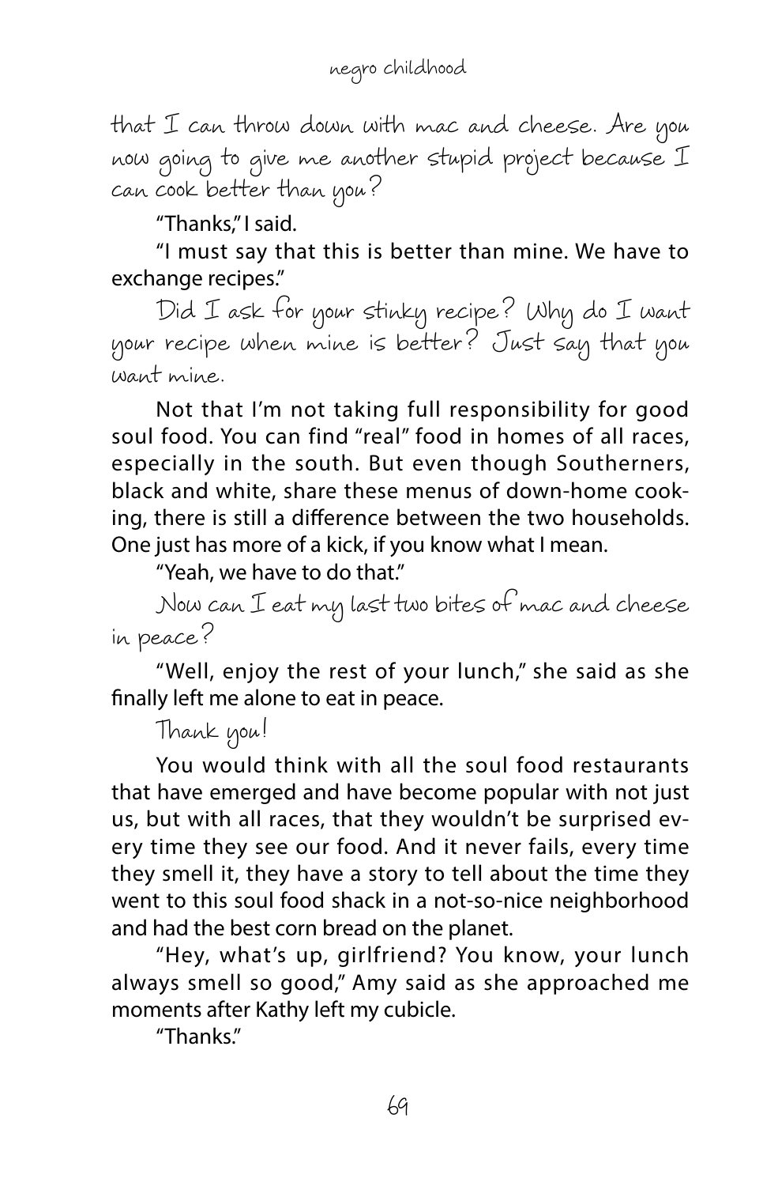*that I can throw down with mac and cheese. Are you now going to give me another stupid project because I can cook better than you?*

"Thanks," I said.

"I must say that this is better than mine. We have to exchange recipes."

*Did I ask for your stinky recipe? Why do I want your recipe when mine is better? Just say that you want mine.*

Not that I'm not taking full responsibility for good soul food. You can find "real" food in homes of all races, especially in the south. But even though Southerners, black and white, share these menus of down-home cooking, there is still a difference between the two households. One just has more of a kick, if you know what I mean.

"Yeah, we have to do that."

*Now can I eat my last two bites of mac and cheese in peace?*

"Well, enjoy the rest of your lunch," she said as she finally left me alone to eat in peace.

*Thank you!*

You would think with all the soul food restaurants that have emerged and have become popular with not just us, but with all races, that they wouldn't be surprised every time they see our food. And it never fails, every time they smell it, they have a story to tell about the time they went to this soul food shack in a not-so-nice neighborhood and had the best corn bread on the planet.

"Hey, what's up, girlfriend? You know, your lunch always smell so good," Amy said as she approached me moments after Kathy left my cubicle.

"Thanks."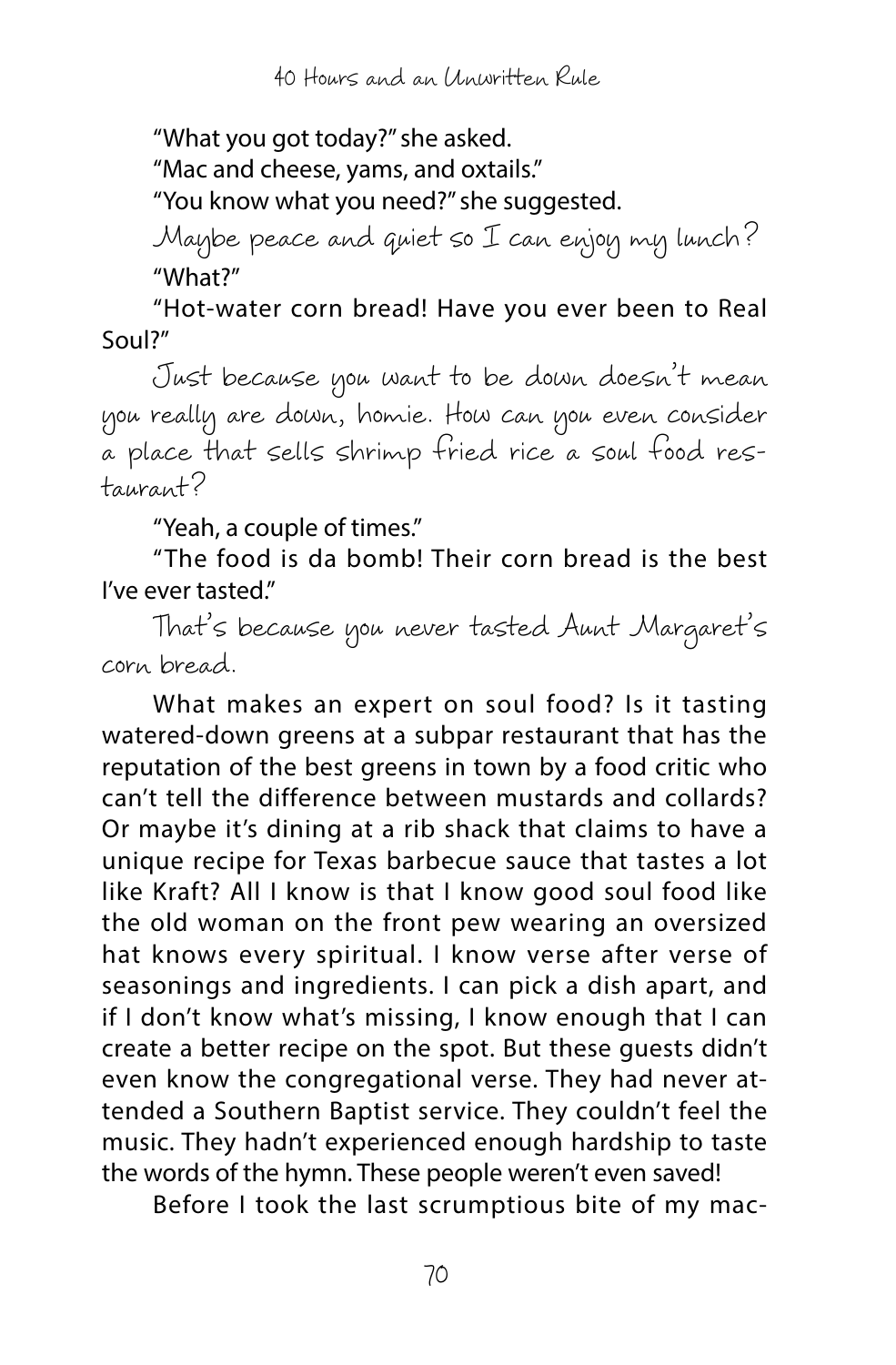"What you got today?" she asked.

"Mac and cheese, yams, and oxtails."

"You know what you need?" she suggested.

*Maybe peace and quiet so I can enjoy my lunch?*

"What?"

"Hot-water corn bread! Have you ever been to Real Soul?"

*Just because you want to be down doesn't mean you really are down, homie. How can you even consider a place that sells shrimp fried rice a soul food restaurant?*

"Yeah, a couple of times."

"The food is da bomb! Their corn bread is the best I've ever tasted."

*That's because you never tasted Aunt Margaret's corn bread.*

What makes an expert on soul food? Is it tasting watered-down greens at a subpar restaurant that has the reputation of the best greens in town by a food critic who can't tell the difference between mustards and collards? Or maybe it's dining at a rib shack that claims to have a unique recipe for Texas barbecue sauce that tastes a lot like Kraft? All I know is that I know good soul food like the old woman on the front pew wearing an oversized hat knows every spiritual. I know verse after verse of seasonings and ingredients. I can pick a dish apart, and if I don't know what's missing, I know enough that I can create a better recipe on the spot. But these guests didn't even know the congregational verse. They had never attended a Southern Baptist service. They couldn't feel the music. They hadn't experienced enough hardship to taste the words of the hymn. These people weren't even saved!

Before I took the last scrumptious bite of my mac-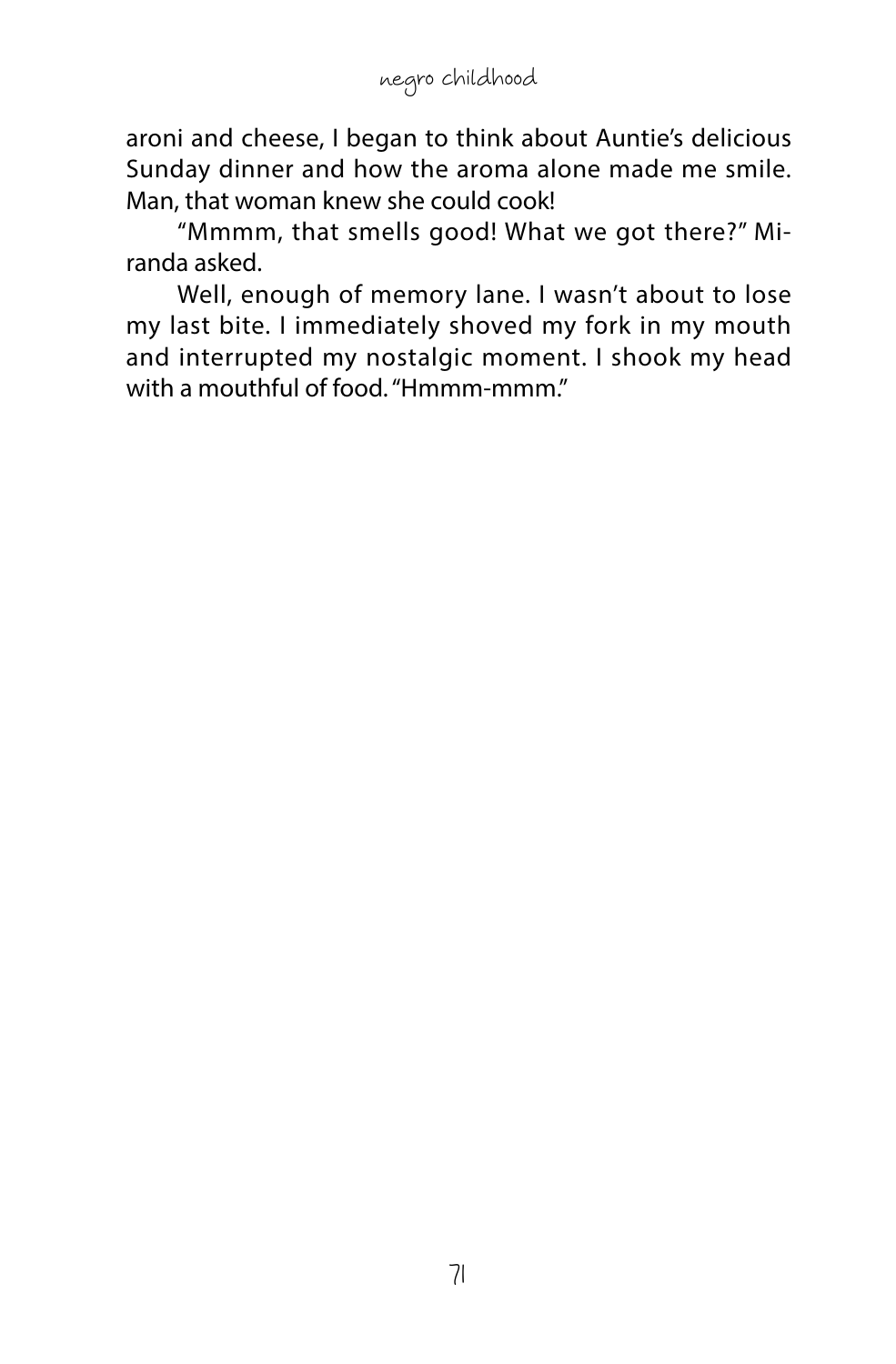aroni and cheese, I began to think about Auntie's delicious Sunday dinner and how the aroma alone made me smile. Man, that woman knew she could cook!

"Mmmm, that smells good! What we got there?" Miranda asked.

Well, enough of memory lane. I wasn't about to lose my last bite. I immediately shoved my fork in my mouth and interrupted my nostalgic moment. I shook my head with a mouthful of food. "Hmmm-mmm."